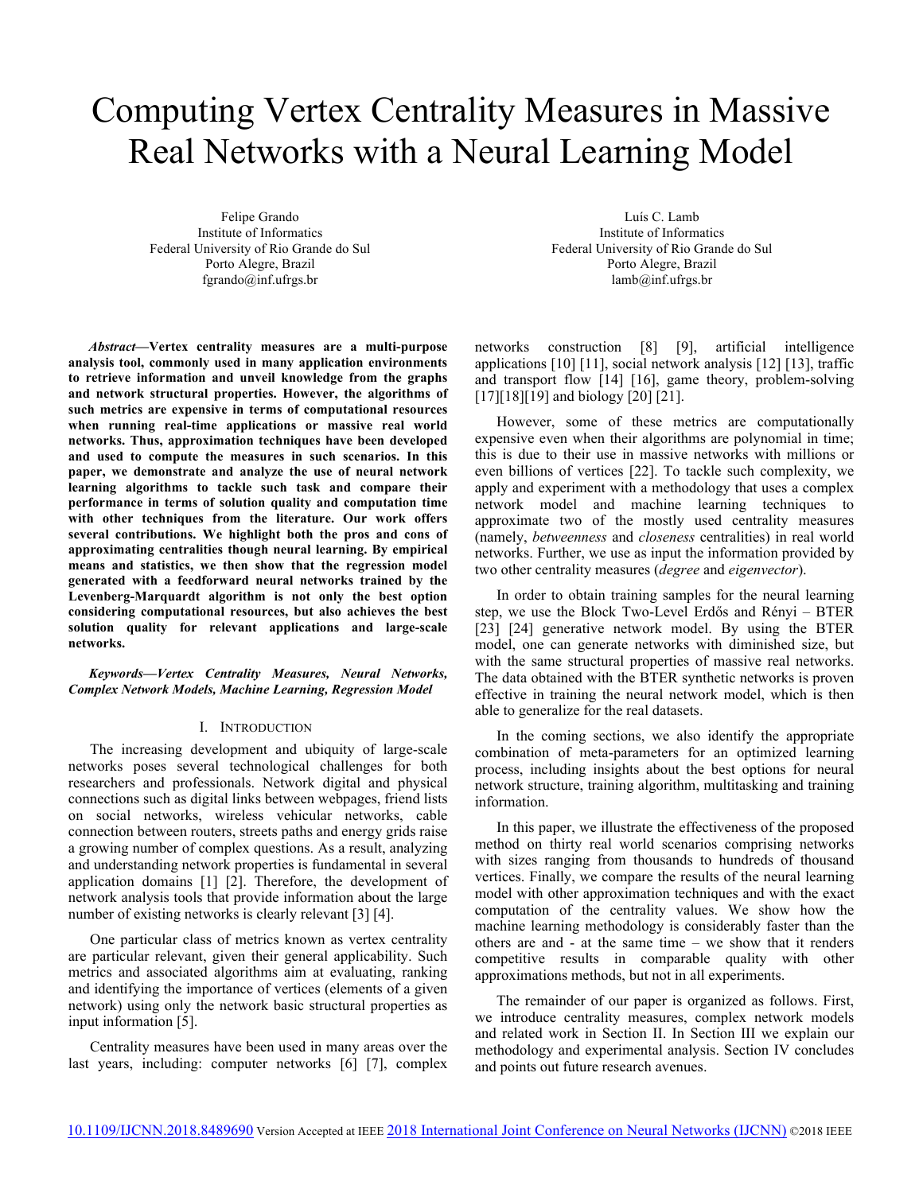# Computing Vertex Centrality Measures in Massive Real Networks with a Neural Learning Model

Felipe Grando
Institute of Informatics
Federal University of Rio Grande do Sul
Porto Alegre, Brazil
fgrando@inf.ufrgs.br

Luís C. Lamb
Institute of Informatics
Federal University of Rio Grande do Sul
Porto Alegre, Brazil
lamb@inf.ufrgs.br

***Abstract*—Vertex centrality measures are a multi-purpose analysis tool, commonly used in many application environments to retrieve information and unveil knowledge from the graphs and network structural properties. However, the algorithms of such metrics are expensive in terms of computational resources when running real-time applications or massive real world networks. Thus, approximation techniques have been developed and used to compute the measures in such scenarios. In this paper, we demonstrate and analyze the use of neural network learning algorithms to tackle such task and compare their performance in terms of solution quality and computation time with other techniques from the literature. Our work offers several contributions. We highlight both the pros and cons of approximating centralities though neural learning. By empirical means and statistics, we then show that the regression model generated with a feedforward neural networks trained by the Levenberg-Marquardt algorithm is not only the best option considering computational resources, but also achieves the best solution quality for relevant applications and large-scale networks.**

***Keywords—Vertex Centrality Measures, Neural Networks, Complex Network Models, Machine Learning, Regression Model***

## I. Introduction

The increasing development and ubiquity of large-scale networks poses several technological challenges for both researchers and professionals. Network digital and physical connections such as digital links between webpages, friend lists on social networks, wireless vehicular networks, cable connection between routers, streets paths and energy grids raise a growing number of complex questions. As a result, analyzing and understanding network properties is fundamental in several application domains [1] [2]. Therefore, the development of network analysis tools that provide information about the large number of existing networks is clearly relevant [3] [4].

One particular class of metrics known as vertex centrality are particular relevant, given their general applicability. Such metrics and associated algorithms aim at evaluating, ranking and identifying the importance of vertices (elements of a given network) using only the network basic structural properties as input information [5].

Centrality measures have been used in many areas over the last years, including: computer networks [6] [7], complex networks construction [8] [9], artificial intelligence applications [10] [11], social network analysis [12] [13], traffic and transport flow [14] [16], game theory, problem-solving [17][18][19] and biology [20] [21].

However, some of these metrics are computationally expensive even when their algorithms are polynomial in time; this is due to their use in massive networks with millions or even billions of vertices [22]. To tackle such complexity, we apply and experiment with a methodology that uses a complex network model and machine learning techniques to approximate two of the mostly used centrality measures (namely, *betweenness* and *closeness* centralities) in real world networks. Further, we use as input the information provided by two other centrality measures (*degree* and *eigenvector*).

In order to obtain training samples for the neural learning step, we use the Block Two-Level Erdős and Rényi – BTER [23] [24] generative network model. By using the BTER model, one can generate networks with diminished size, but with the same structural properties of massive real networks. The data obtained with the BTER synthetic networks is proven effective in training the neural network model, which is then able to generalize for the real datasets.

In the coming sections, we also identify the appropriate combination of meta-parameters for an optimized learning process, including insights about the best options for neural network structure, training algorithm, multitasking and training information.

In this paper, we illustrate the effectiveness of the proposed method on thirty real world scenarios comprising networks with sizes ranging from thousands to hundreds of thousand vertices. Finally, we compare the results of the neural learning model with other approximation techniques and with the exact computation of the centrality values. We show how the machine learning methodology is considerably faster than the others are and - at the same time – we show that it renders competitive results in comparable quality with other approximations methods, but not in all experiments.

The remainder of our paper is organized as follows. First, we introduce centrality measures, complex network models and related work in Section II. In Section III we explain our methodology and experimental analysis. Section IV concludes and points out future research avenues.

10.1109/IJCNN.2018.8489690 Version Accepted at IEEE 2018 International Joint Conference on Neural Networks (IJCNN) ©2018 IEEE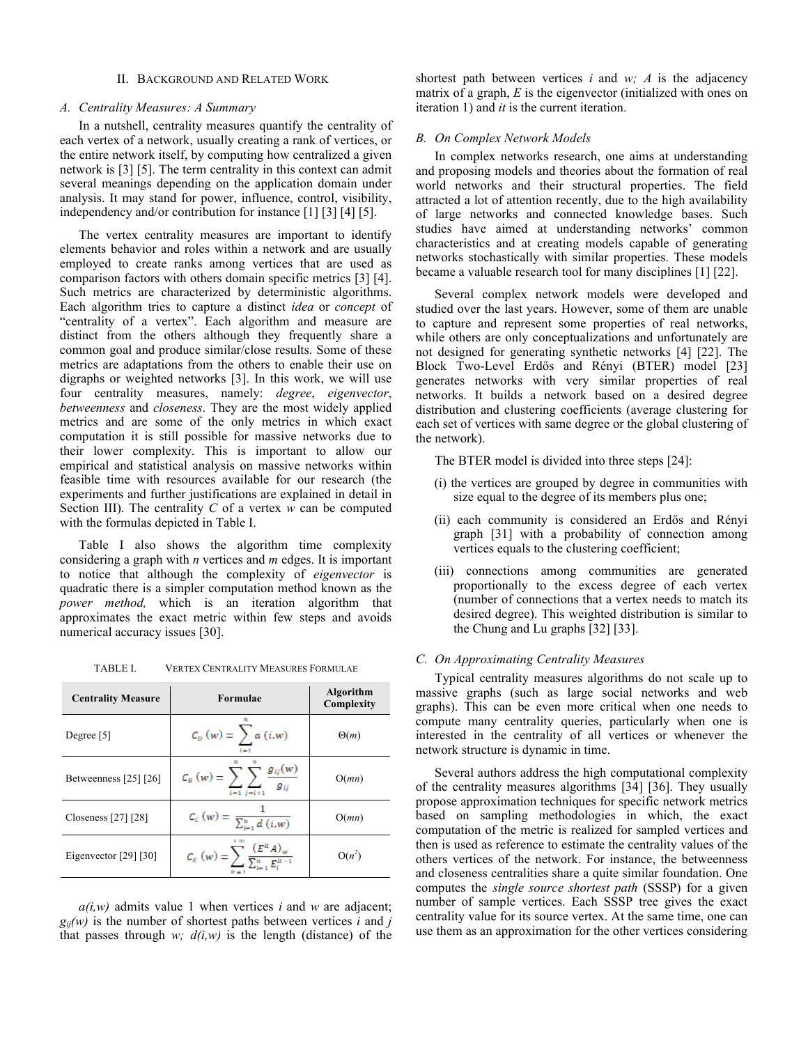## II. Background and Related Work

### A. Centrality Measures: A Summary

In a nutshell, centrality measures quantify the centrality of each vertex of a network, usually creating a rank of vertices, or the entire network itself, by computing how centralized a given network is [3] [5]. The term centrality in this context can admit several meanings depending on the application domain under analysis. It may stand for power, influence, control, visibility, independency and/or contribution for instance [1] [3] [4] [5].

The vertex centrality measures are important to identify elements behavior and roles within a network and are usually employed to create ranks among vertices that are used as comparison factors with others domain specific metrics [3] [4]. Such metrics are characterized by deterministic algorithms. Each algorithm tries to capture a distinct *idea* or *concept* of "centrality of a vertex". Each algorithm and measure are distinct from the others although they frequently share a common goal and produce similar/close results. Some of these metrics are adaptations from the others to enable their use on digraphs or weighted networks [3]. In this work, we will use four centrality measures, namely: *degree*, *eigenvector*, *betweenness* and *closeness*. They are the most widely applied metrics and are some of the only metrics in which exact computation it is still possible for massive networks due to their lower complexity. This is important to allow our empirical and statistical analysis on massive networks within feasible time with resources available for our research (the experiments and further justifications are explained in detail in Section III). The centrality $C$ of a vertex $w$ can be computed with the formulas depicted in Table I.

Table I also shows the algorithm time complexity considering a graph with $n$ vertices and $m$ edges. It is important to notice that although the complexity of *eigenvector* is quadratic there is a simpler computation method known as the *power method,* which is an iteration algorithm that approximates the exact metric within few steps and avoids numerical accuracy issues [30].

TABLE I. Vertex Centrality Measures Formulae

| Centrality Measure | Formulae | Algorithm Complexity |
|---|---|---|
| Degree [5] | $C_D(w) = \sum_{i=1}^{n} a(i,w)$ | $\Theta(m)$ |
| Betweenness [25] [26] | $C_B(w) = \sum_{i=1}^{n} \sum_{j=i+1}^{n} \frac{g_{ij}(w)}{g_{ij}}$ | $O(mn)$ |
| Closeness [27] [28] | $C_C(w) = \frac{1}{\sum_{i=1}^{n} d(i,w)}$ | $O(mn)$ |
| Eigenvector [29] [30] | $C_E(w) = \sum_{it=1}^{+\infty} \frac{(E^{it}A)_w}{\sum_{i=1}^{n} E_i^{it-1}}$ | $O(n^2)$ |

*a(i,w)* admits value 1 when vertices $i$ and $w$ are adjacent; $g_{ij}(w)$ is the number of shortest paths between vertices $i$ and $j$ that passes through $w$; $d(i,w)$ is the length (distance) of the shortest path between vertices $i$ and $w$; $A$ is the adjacency matrix of a graph, $E$ is the eigenvector (initialized with ones on iteration 1) and $it$ is the current iteration.

### B. On Complex Network Models

In complex networks research, one aims at understanding and proposing models and theories about the formation of real world networks and their structural properties. The field attracted a lot of attention recently, due to the high availability of large networks and connected knowledge bases. Such studies have aimed at understanding networks' common characteristics and at creating models capable of generating networks stochastically with similar properties. These models became a valuable research tool for many disciplines [1] [22].

Several complex network models were developed and studied over the last years. However, some of them are unable to capture and represent some properties of real networks, while others are only conceptualizations and unfortunately are not designed for generating synthetic networks [4] [22]. The Block Two-Level Erdős and Rényi (BTER) model [23] generates networks with very similar properties of real networks. It builds a network based on a desired degree distribution and clustering coefficients (average clustering for each set of vertices with same degree or the global clustering of the network).

The BTER model is divided into three steps [24]:

(i) the vertices are grouped by degree in communities with size equal to the degree of its members plus one;

(ii) each community is considered an Erdős and Rényi graph [31] with a probability of connection among vertices equals to the clustering coefficient;

(iii) connections among communities are generated proportionally to the excess degree of each vertex (number of connections that a vertex needs to match its desired degree). This weighted distribution is similar to the Chung and Lu graphs [32] [33].

### C. On Approximating Centrality Measures

Typical centrality measures algorithms do not scale up to massive graphs (such as large social networks and web graphs). This can be even more critical when one needs to compute many centrality queries, particularly when one is interested in the centrality of all vertices or whenever the network structure is dynamic in time.

Several authors address the high computational complexity of the centrality measures algorithms [34] [36]. They usually propose approximation techniques for specific network metrics based on sampling methodologies in which, the exact computation of the metric is realized for sampled vertices and then is used as reference to estimate the centrality values of the others vertices of the network. For instance, the betweenness and closeness centralities share a quite similar foundation. One computes the *single source shortest path* (SSSP) for a given number of sample vertices. Each SSSP tree gives the exact centrality value for its source vertex. At the same time, one can use them as an approximation for the other vertices considering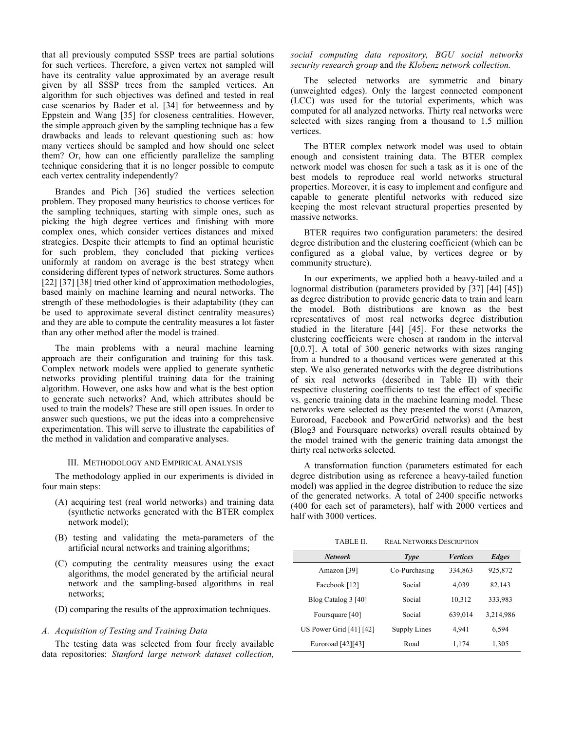that all previously computed SSSP trees are partial solutions for such vertices. Therefore, a given vertex not sampled will have its centrality value approximated by an average result given by all SSSP trees from the sampled vertices. An algorithm for such objectives was defined and tested in real case scenarios by Bader et al. [34] for betweenness and by Eppstein and Wang [35] for closeness centralities. However, the simple approach given by the sampling technique has a few drawbacks and leads to relevant questioning such as: how many vertices should be sampled and how should one select them? Or, how can one efficiently parallelize the sampling technique considering that it is no longer possible to compute each vertex centrality independently?

Brandes and Pich [36] studied the vertices selection problem. They proposed many heuristics to choose vertices for the sampling techniques, starting with simple ones, such as picking the high degree vertices and finishing with more complex ones, which consider vertices distances and mixed strategies. Despite their attempts to find an optimal heuristic for such problem, they concluded that picking vertices uniformly at random on average is the best strategy when considering different types of network structures. Some authors [22] [37] [38] tried other kind of approximation methodologies, based mainly on machine learning and neural networks. The strength of these methodologies is their adaptability (they can be used to approximate several distinct centrality measures) and they are able to compute the centrality measures a lot faster than any other method after the model is trained.

The main problems with a neural machine learning approach are their configuration and training for this task. Complex network models were applied to generate synthetic networks providing plentiful training data for the training algorithm. However, one asks how and what is the best option to generate such networks? And, which attributes should be used to train the models? These are still open issues. In order to answer such questions, we put the ideas into a comprehensive experimentation. This will serve to illustrate the capabilities of the method in validation and comparative analyses.

## III. Methodology and Empirical Analysis

The methodology applied in our experiments is divided in four main steps:

(A) acquiring test (real world networks) and training data (synthetic networks generated with the BTER complex network model);

(B) testing and validating the meta-parameters of the artificial neural networks and training algorithms;

(C) computing the centrality measures using the exact algorithms, the model generated by the artificial neural network and the sampling-based algorithms in real networks;

(D) comparing the results of the approximation techniques.

### A. Acquisition of Testing and Training Data

The testing data was selected from four freely available data repositories: *Stanford large network dataset collection, social computing data repository, BGU social networks security research group* and *the Klobenz network collection.*

The selected networks are symmetric and binary (unweighted edges). Only the largest connected component (LCC) was used for the tutorial experiments, which was computed for all analyzed networks. Thirty real networks were selected with sizes ranging from a thousand to 1.5 million vertices.

The BTER complex network model was used to obtain enough and consistent training data. The BTER complex network model was chosen for such a task as it is one of the best models to reproduce real world networks structural properties. Moreover, it is easy to implement and configure and capable to generate plentiful networks with reduced size keeping the most relevant structural properties presented by massive networks.

BTER requires two configuration parameters: the desired degree distribution and the clustering coefficient (which can be configured as a global value, by vertices degree or by community structure).

In our experiments, we applied both a heavy-tailed and a lognormal distribution (parameters provided by [37] [44] [45]) as degree distribution to provide generic data to train and learn the model. Both distributions are known as the best representatives of most real networks degree distribution studied in the literature [44] [45]. For these networks the clustering coefficients were chosen at random in the interval [0,0.7]. A total of 300 generic networks with sizes ranging from a hundred to a thousand vertices were generated at this step. We also generated networks with the degree distributions of six real networks (described in Table II) with their respective clustering coefficients to test the effect of specific vs. generic training data in the machine learning model. These networks were selected as they presented the worst (Amazon, Euroroad, Facebook and PowerGrid networks) and the best (Blog3 and Foursquare networks) overall results obtained by the model trained with the generic training data amongst the thirty real networks selected.

A transformation function (parameters estimated for each degree distribution using as reference a heavy-tailed function model) was applied in the degree distribution to reduce the size of the generated networks. A total of 2400 specific networks (400 for each set of parameters), half with 2000 vertices and half with 3000 vertices.

TABLE II. Real Networks Description

| *Network* | *Type* | *Vertices* | *Edges* |
| --- | --- | --- | --- |
| Amazon [39] | Co-Purchasing | 334,863 | 925,872 |
| Facebook [12] | Social | 4,039 | 82,143 |
| Blog Catalog 3 [40] | Social | 10,312 | 333,983 |
| Foursquare [40] | Social | 639,014 | 3,214,986 |
| US Power Grid [41] [42] | Supply Lines | 4,941 | 6,594 |
| Euroroad [42][43] | Road | 1,174 | 1,305 |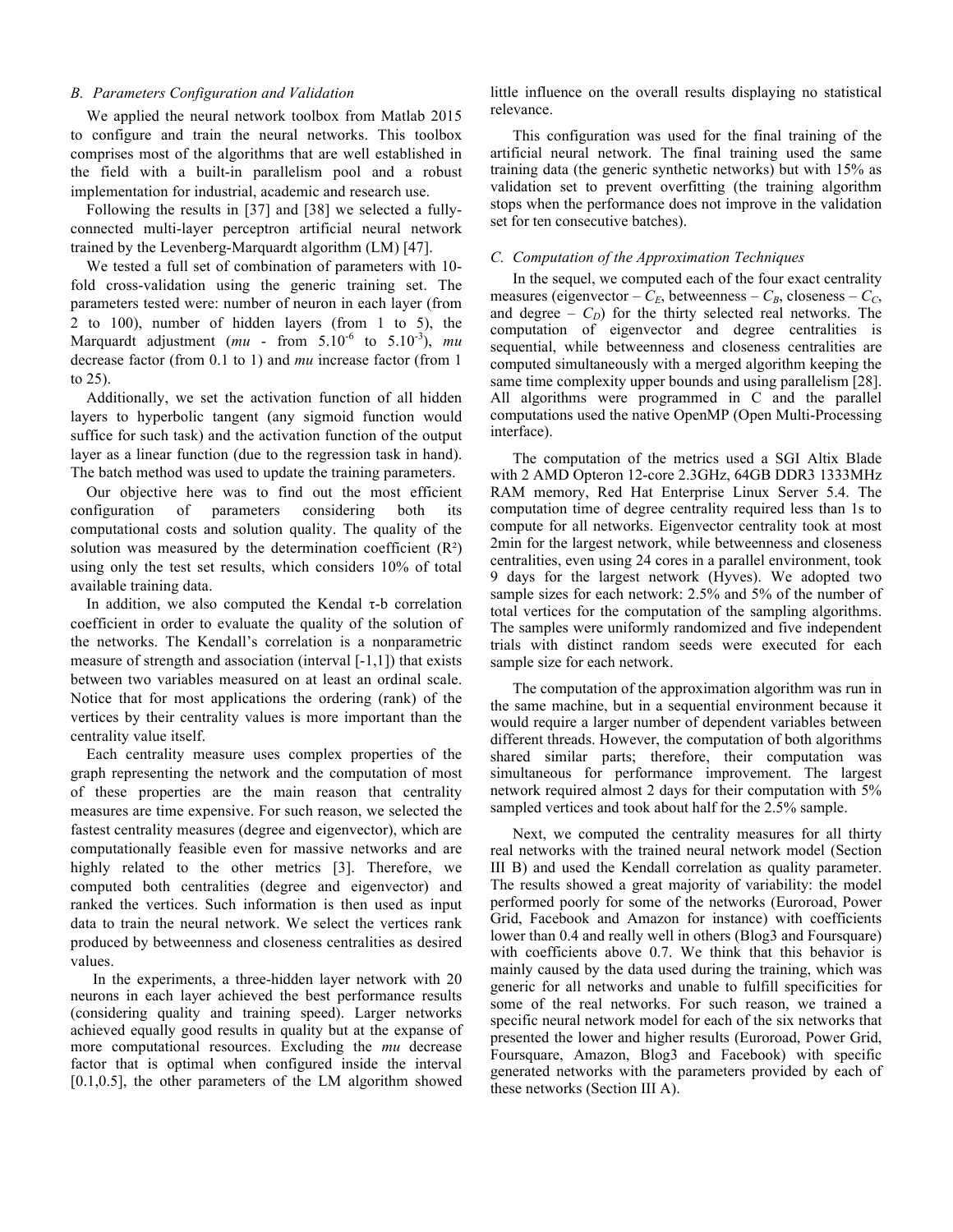### B. Parameters Configuration and Validation

We applied the neural network toolbox from Matlab 2015 to configure and train the neural networks. This toolbox comprises most of the algorithms that are well established in the field with a built-in parallelism pool and a robust implementation for industrial, academic and research use.

Following the results in [37] and [38] we selected a fully-connected multi-layer perceptron artificial neural network trained by the Levenberg-Marquardt algorithm (LM) [47].

We tested a full set of combination of parameters with 10-fold cross-validation using the generic training set. The parameters tested were: number of neuron in each layer (from 2 to 100), number of hidden layers (from 1 to 5), the Marquardt adjustment (*mu* - from $5.10^{-6}$ to $5.10^{-3}$), *mu* decrease factor (from 0.1 to 1) and *mu* increase factor (from 1 to 25).

Additionally, we set the activation function of all hidden layers to hyperbolic tangent (any sigmoid function would suffice for such task) and the activation function of the output layer as a linear function (due to the regression task in hand). The batch method was used to update the training parameters.

Our objective here was to find out the most efficient configuration of parameters considering both its computational costs and solution quality. The quality of the solution was measured by the determination coefficient ($R^2$) using only the test set results, which considers 10% of total available training data.

In addition, we also computed the Kendal τ-b correlation coefficient in order to evaluate the quality of the solution of the networks. The Kendall's correlation is a nonparametric measure of strength and association (interval [-1,1]) that exists between two variables measured on at least an ordinal scale. Notice that for most applications the ordering (rank) of the vertices by their centrality values is more important than the centrality value itself.

Each centrality measure uses complex properties of the graph representing the network and the computation of most of these properties are the main reason that centrality measures are time expensive. For such reason, we selected the fastest centrality measures (degree and eigenvector), which are computationally feasible even for massive networks and are highly related to the other metrics [3]. Therefore, we computed both centralities (degree and eigenvector) and ranked the vertices. Such information is then used as input data to train the neural network. We select the vertices rank produced by betweenness and closeness centralities as desired values.

In the experiments, a three-hidden layer network with 20 neurons in each layer achieved the best performance results (considering quality and training speed). Larger networks achieved equally good results in quality but at the expanse of more computational resources. Excluding the *mu* decrease factor that is optimal when configured inside the interval [0.1,0.5], the other parameters of the LM algorithm showed little influence on the overall results displaying no statistical relevance.

This configuration was used for the final training of the artificial neural network. The final training used the same training data (the generic synthetic networks) but with 15% as validation set to prevent overfitting (the training algorithm stops when the performance does not improve in the validation set for ten consecutive batches).

### C. Computation of the Approximation Techniques

In the sequel, we computed each of the four exact centrality measures (eigenvector – $C_E$, betweenness – $C_B$, closeness – $C_C$, and degree – $C_D$) for the thirty selected real networks. The computation of eigenvector and degree centralities is sequential, while betweenness and closeness centralities are computed simultaneously with a merged algorithm keeping the same time complexity upper bounds and using parallelism [28]. All algorithms were programmed in C and the parallel computations used the native OpenMP (Open Multi-Processing interface).

The computation of the metrics used a SGI Altix Blade with 2 AMD Opteron 12-core 2.3GHz, 64GB DDR3 1333MHz RAM memory, Red Hat Enterprise Linux Server 5.4. The computation time of degree centrality required less than 1s to compute for all networks. Eigenvector centrality took at most 2min for the largest network, while betweenness and closeness centralities, even using 24 cores in a parallel environment, took 9 days for the largest network (Hyves). We adopted two sample sizes for each network: 2.5% and 5% of the number of total vertices for the computation of the sampling algorithms. The samples were uniformly randomized and five independent trials with distinct random seeds were executed for each sample size for each network.

The computation of the approximation algorithm was run in the same machine, but in a sequential environment because it would require a larger number of dependent variables between different threads. However, the computation of both algorithms shared similar parts; therefore, their computation was simultaneous for performance improvement. The largest network required almost 2 days for their computation with 5% sampled vertices and took about half for the 2.5% sample.

Next, we computed the centrality measures for all thirty real networks with the trained neural network model (Section III B) and used the Kendall correlation as quality parameter. The results showed a great majority of variability: the model performed poorly for some of the networks (Euroroad, Power Grid, Facebook and Amazon for instance) with coefficients lower than 0.4 and really well in others (Blog3 and Foursquare) with coefficients above 0.7. We think that this behavior is mainly caused by the data used during the training, which was generic for all networks and unable to fulfill specificities for some of the real networks. For such reason, we trained a specific neural network model for each of the six networks that presented the lower and higher results (Euroroad, Power Grid, Foursquare, Amazon, Blog3 and Facebook) with specific generated networks with the parameters provided by each of these networks (Section III A).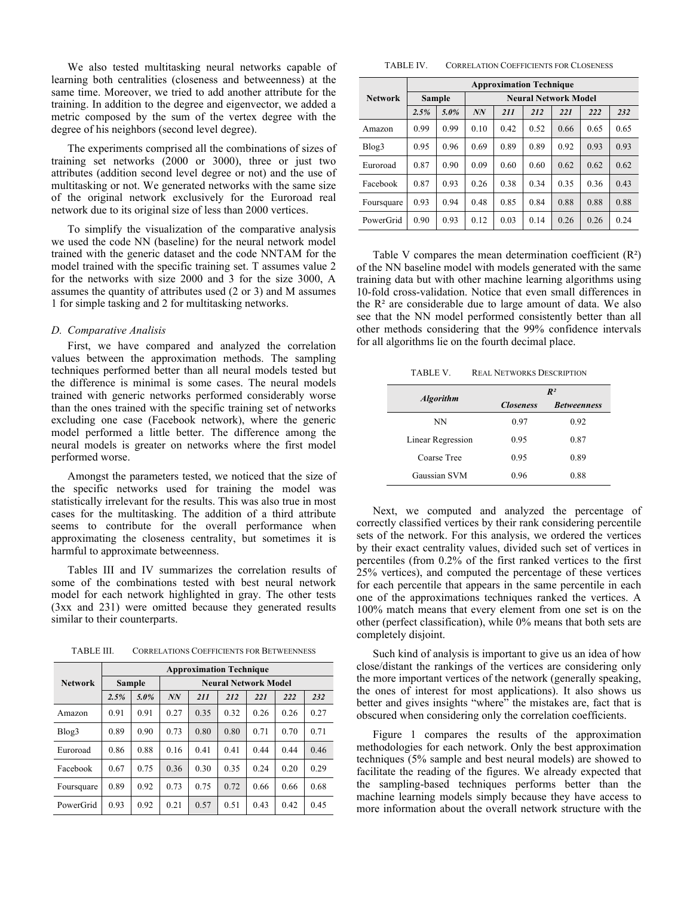We also tested multitasking neural networks capable of learning both centralities (closeness and betweenness) at the same time. Moreover, we tried to add another attribute for the training. In addition to the degree and eigenvector, we added a metric composed by the sum of the vertex degree with the degree of his neighbors (second level degree).

The experiments comprised all the combinations of sizes of training set networks (2000 or 3000), three or just two attributes (addition second level degree or not) and the use of multitasking or not. We generated networks with the same size of the original network exclusively for the Euroroad real network due to its original size of less than 2000 vertices.

To simplify the visualization of the comparative analysis we used the code NN (baseline) for the neural network model trained with the generic dataset and the code NNTAM for the model trained with the specific training set. T assumes value 2 for the networks with size 2000 and 3 for the size 3000, A assumes the quantity of attributes used (2 or 3) and M assumes 1 for simple tasking and 2 for multitasking networks.

### D. Comparative Analisis

First, we have compared and analyzed the correlation values between the approximation methods. The sampling techniques performed better than all neural models tested but the difference is minimal is some cases. The neural models trained with generic networks performed considerably worse than the ones trained with the specific training set of networks excluding one case (Facebook network), where the generic model performed a little better. The difference among the neural models is greater on networks where the first model performed worse.

Amongst the parameters tested, we noticed that the size of the specific networks used for training the model was statistically irrelevant for the results. This was also true in most cases for the multitasking. The addition of a third attribute seems to contribute for the overall performance when approximating the closeness centrality, but sometimes it is harmful to approximate betweenness.

Tables III and IV summarizes the correlation results of some of the combinations tested with best neural network model for each network highlighted in gray. The other tests (3xx and 231) were omitted because they generated results similar to their counterparts.

TABLE III. CORRELATIONS COEFFICIENTS FOR BETWEENNESS

| Network | Approximation Technique | | | | | | | |
|---|---|---|---|---|---|---|---|---|
| | Sample | | Neural Network Model | | | | | |
| | *2.5%* | *5.0%* | *NN* | *211* | *212* | *221* | *222* | *232* |
| Amazon | 0.91 | 0.91 | 0.27 | 0.35 | 0.32 | 0.26 | 0.26 | 0.27 |
| Blog3 | 0.89 | 0.90 | 0.73 | 0.80 | 0.80 | 0.71 | 0.70 | 0.71 |
| Euroroad | 0.86 | 0.88 | 0.16 | 0.41 | 0.41 | 0.44 | 0.44 | 0.46 |
| Facebook | 0.67 | 0.75 | 0.36 | 0.30 | 0.35 | 0.24 | 0.20 | 0.29 |
| Foursquare | 0.89 | 0.92 | 0.73 | 0.75 | 0.72 | 0.66 | 0.66 | 0.68 |
| PowerGrid | 0.93 | 0.92 | 0.21 | 0.57 | 0.51 | 0.43 | 0.42 | 0.45 |

TABLE IV. CORRELATION COEFFICIENTS FOR CLOSENESS

| Network | Approximation Technique | | | | | | | |
|---|---|---|---|---|---|---|---|---|
| | Sample | | Neural Network Model | | | | | |
| | *2.5%* | *5.0%* | *NN* | *211* | *212* | *221* | *222* | *232* |
| Amazon | 0.99 | 0.99 | 0.10 | 0.42 | 0.52 | 0.66 | 0.65 | 0.65 |
| Blog3 | 0.95 | 0.96 | 0.69 | 0.89 | 0.89 | 0.92 | 0.93 | 0.93 |
| Euroroad | 0.87 | 0.90 | 0.09 | 0.60 | 0.60 | 0.62 | 0.62 | 0.62 |
| Facebook | 0.87 | 0.93 | 0.26 | 0.38 | 0.34 | 0.35 | 0.36 | 0.43 |
| Foursquare | 0.93 | 0.94 | 0.48 | 0.85 | 0.84 | 0.88 | 0.88 | 0.88 |
| PowerGrid | 0.90 | 0.93 | 0.12 | 0.03 | 0.14 | 0.26 | 0.26 | 0.24 |

Table V compares the mean determination coefficient ($R^2$) of the NN baseline model with models generated with the same training data but with other machine learning algorithms using 10-fold cross-validation. Notice that even small differences in the $R^2$ are considerable due to large amount of data. We also see that the NN model performed consistently better than all other methods considering that the 99% confidence intervals for all algorithms lie on the fourth decimal place.

TABLE V. REAL NETWORKS DESCRIPTION

| *Algorithm* | $R^2$ | |
|---|---|---|
| | *Closeness* | *Betweenness* |
| NN | 0.97 | 0.92 |
| Linear Regression | 0.95 | 0.87 |
| Coarse Tree | 0.95 | 0.89 |
| Gaussian SVM | 0.96 | 0.88 |

Next, we computed and analyzed the percentage of correctly classified vertices by their rank considering percentile sets of the network. For this analysis, we ordered the vertices by their exact centrality values, divided such set of vertices in percentiles (from 0.2% of the first ranked vertices to the first 25% vertices), and computed the percentage of these vertices for each percentile that appears in the same percentile in each one of the approximations techniques ranked the vertices. A 100% match means that every element from one set is on the other (perfect classification), while 0% means that both sets are completely disjoint.

Such kind of analysis is important to give us an idea of how close/distant the rankings of the vertices are considering only the more important vertices of the network (generally speaking, the ones of interest for most applications). It also shows us better and gives insights "where" the mistakes are, fact that is obscured when considering only the correlation coefficients.

Figure 1 compares the results of the approximation methodologies for each network. Only the best approximation techniques (5% sample and best neural models) are showed to facilitate the reading of the figures. We already expected that the sampling-based techniques performs better than the machine learning models simply because they have access to more information about the overall network structure with the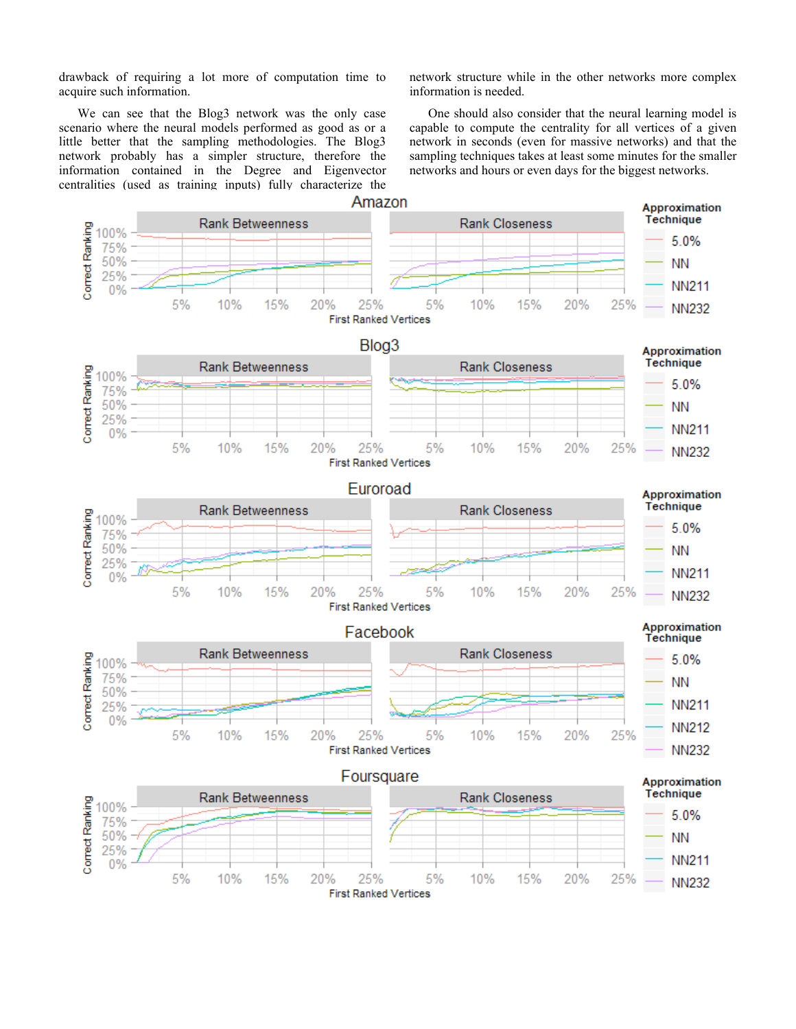drawback of requiring a lot more of computation time to acquire such information.

We can see that the Blog3 network was the only case scenario where the neural models performed as good as or a little better that the sampling methodologies. The Blog3 network probably has a simpler structure, therefore the information contained in the Degree and Eigenvector centralities (used as training inputs) fully characterize the network structure while in the other networks more complex information is needed.

One should also consider that the neural learning model is capable to compute the centrality for all vertices of a given network in seconds (even for massive networks) and that the sampling techniques takes at least some minutes for the smaller networks and hours or even days for the biggest networks.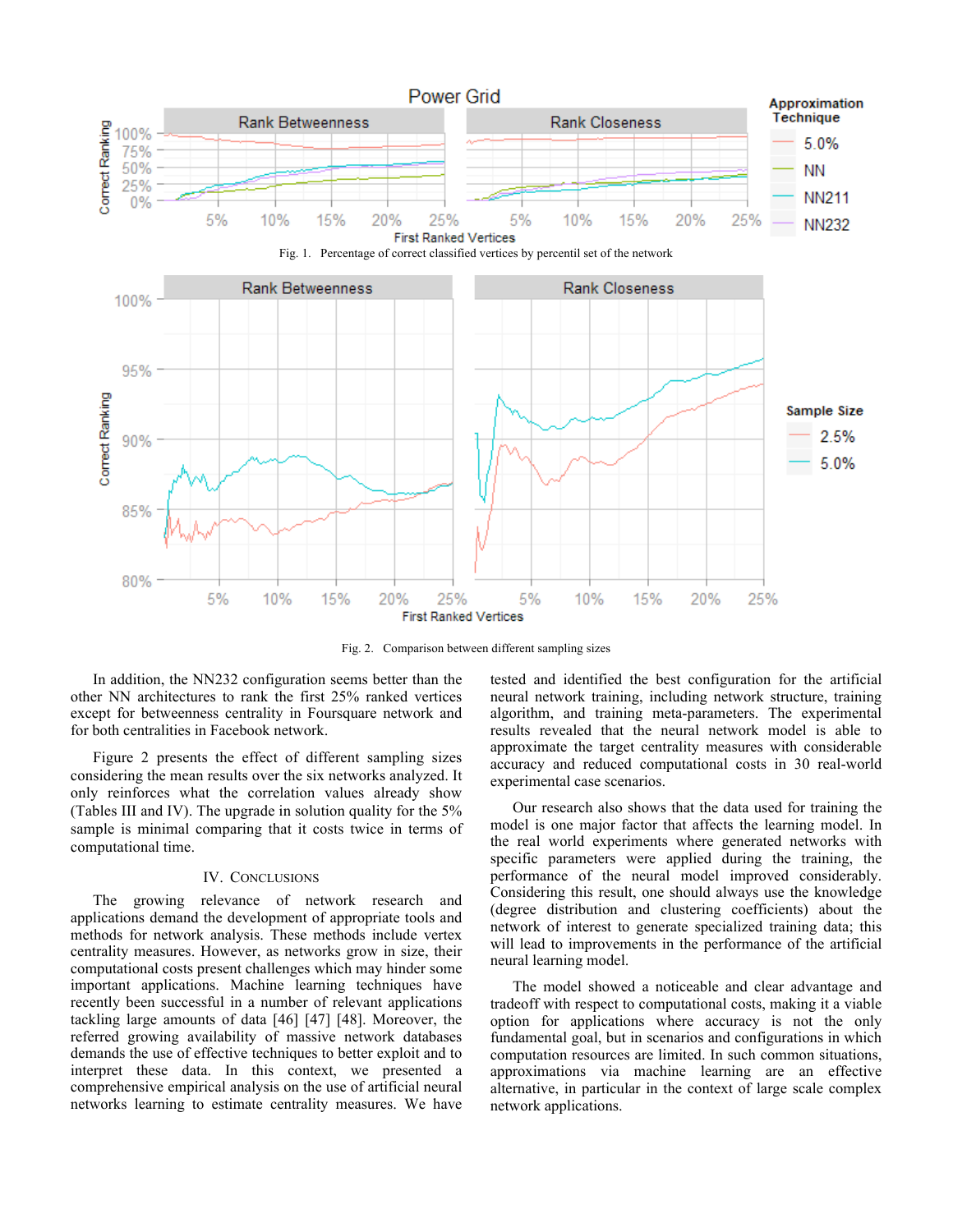Fig. 1. Percentage of correct classified vertices by percentil set of the network

Fig. 2. Comparison between different sampling sizes

In addition, the NN232 configuration seems better than the other NN architectures to rank the first 25% ranked vertices except for betweenness centrality in Foursquare network and for both centralities in Facebook network.

Figure 2 presents the effect of different sampling sizes considering the mean results over the six networks analyzed. It only reinforces what the correlation values already show (Tables III and IV). The upgrade in solution quality for the 5% sample is minimal comparing that it costs twice in terms of computational time.

## IV. Conclusions

The growing relevance of network research and applications demand the development of appropriate tools and methods for network analysis. These methods include vertex centrality measures. However, as networks grow in size, their computational costs present challenges which may hinder some important applications. Machine learning techniques have recently been successful in a number of relevant applications tackling large amounts of data [46] [47] [48]. Moreover, the referred growing availability of massive network databases demands the use of effective techniques to better exploit and to interpret these data. In this context, we presented a comprehensive empirical analysis on the use of artificial neural networks learning to estimate centrality measures. We have tested and identified the best configuration for the artificial neural network training, including network structure, training algorithm, and training meta-parameters. The experimental results revealed that the neural network model is able to approximate the target centrality measures with considerable accuracy and reduced computational costs in 30 real-world experimental case scenarios.

Our research also shows that the data used for training the model is one major factor that affects the learning model. In the real world experiments where generated networks with specific parameters were applied during the training, the performance of the neural model improved considerably. Considering this result, one should always use the knowledge (degree distribution and clustering coefficients) about the network of interest to generate specialized training data; this will lead to improvements in the performance of the artificial neural learning model.

The model showed a noticeable and clear advantage and tradeoff with respect to computational costs, making it a viable option for applications where accuracy is not the only fundamental goal, but in scenarios and configurations in which computation resources are limited. In such common situations, approximations via machine learning are an effective alternative, in particular in the context of large scale complex network applications.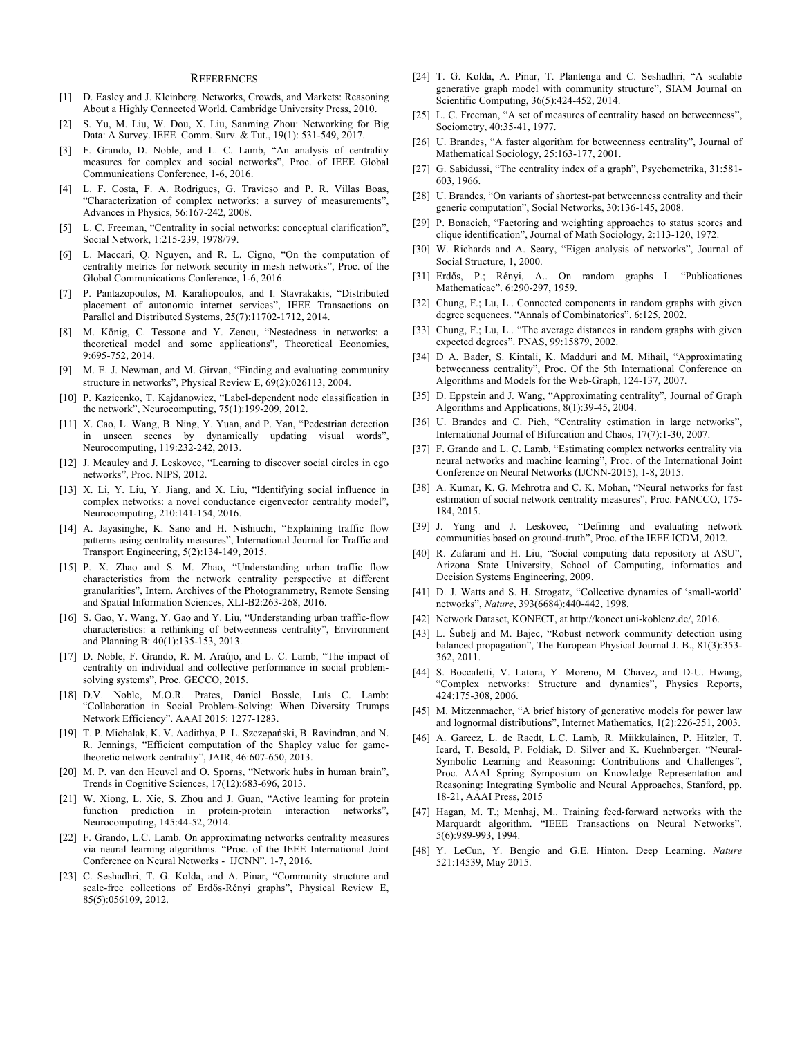## REFERENCES

[1] D. Easley and J. Kleinberg. Networks, Crowds, and Markets: Reasoning About a Highly Connected World. Cambridge University Press, 2010.

[2] S. Yu, M. Liu, W. Dou, X. Liu, Sanming Zhou: Networking for Big Data: A Survey. IEEE Comm. Surv. & Tut., 19(1): 531-549, 2017.

[3] F. Grando, D. Noble, and L. C. Lamb, "An analysis of centrality measures for complex and social networks", Proc. of IEEE Global Communications Conference, 1-6, 2016.

[4] L. F. Costa, F. A. Rodrigues, G. Travieso and P. R. Villas Boas, "Characterization of complex networks: a survey of measurements", Advances in Physics, 56:167-242, 2008.

[5] L. C. Freeman, "Centrality in social networks: conceptual clarification", Social Network, 1:215-239, 1978/79.

[6] L. Maccari, Q. Nguyen, and R. L. Cigno, "On the computation of centrality metrics for network security in mesh networks", Proc. of the Global Communications Conference, 1-6, 2016.

[7] P. Pantazopoulos, M. Karaliopoulos, and I. Stavrakakis, "Distributed placement of autonomic internet services", IEEE Transactions on Parallel and Distributed Systems, 25(7):11702-1712, 2014.

[8] M. König, C. Tessone and Y. Zenou, "Nestedness in networks: a theoretical model and some applications", Theoretical Economics, 9:695-752, 2014.

[9] M. E. J. Newman, and M. Girvan, "Finding and evaluating community structure in networks", Physical Review E, 69(2):026113, 2004.

[10] P. Kazieenko, T. Kajdanowicz, "Label-dependent node classification in the network", Neurocomputing, 75(1):199-209, 2012.

[11] X. Cao, L. Wang, B. Ning, Y. Yuan, and P. Yan, "Pedestrian detection in unseen scenes by dynamically updating visual words", Neurocomputing, 119:232-242, 2013.

[12] J. Mcauley and J. Leskovec, "Learning to discover social circles in ego networks", Proc. NIPS, 2012.

[13] X. Li, Y. Liu, Y. Jiang, and X. Liu, "Identifying social influence in complex networks: a novel conductance eigenvector centrality model", Neurocomputing, 210:141-154, 2016.

[14] A. Jayasinghe, K. Sano and H. Nishiuchi, "Explaining traffic flow patterns using centrality measures", International Journal for Traffic and Transport Engineering, 5(2):134-149, 2015.

[15] P. X. Zhao and S. M. Zhao, "Understanding urban traffic flow characteristics from the network centrality perspective at different granularities", Intern. Archives of the Photogrammetry, Remote Sensing and Spatial Information Sciences, XLI-B2:263-268, 2016.

[16] S. Gao, Y. Wang, Y. Gao and Y. Liu, "Understanding urban traffic-flow characteristics: a rethinking of betweenness centrality", Environment and Planning B: 40(1):135-153, 2013.

[17] D. Noble, F. Grando, R. M. Araújo, and L. C. Lamb, "The impact of centrality on individual and collective performance in social problem-solving systems", Proc. GECCO, 2015.

[18] D.V. Noble, M.O.R. Prates, Daniel Bossle, Luís C. Lamb: "Collaboration in Social Problem-Solving: When Diversity Trumps Network Efficiency". AAAI 2015: 1277-1283.

[19] T. P. Michalak, K. V. Aadithya, P. L. Szczepański, B. Ravindran, and N. R. Jennings, "Efficient computation of the Shapley value for game-theoretic network centrality", JAIR, 46:607-650, 2013.

[20] M. P. van den Heuvel and O. Sporns, "Network hubs in human brain", Trends in Cognitive Sciences, 17(12):683-696, 2013.

[21] W. Xiong, L. Xie, S. Zhou and J. Guan, "Active learning for protein function prediction in protein-protein interaction networks", Neurocomputing, 145:44-52, 2014.

[22] F. Grando, L.C. Lamb. On approximating networks centrality measures via neural learning algorithms. "Proc. of the IEEE International Joint Conference on Neural Networks - IJCNN". 1-7, 2016.

[23] C. Seshadhri, T. G. Kolda, and A. Pinar, "Community structure and scale-free collections of Erdős-Rényi graphs", Physical Review E, 85(5):056109, 2012.

[24] T. G. Kolda, A. Pinar, T. Plantenga and C. Seshadhri, "A scalable generative graph model with community structure", SIAM Journal on Scientific Computing, 36(5):424-452, 2014.

[25] L. C. Freeman, "A set of measures of centrality based on betweenness", Sociometry, 40:35-41, 1977.

[26] U. Brandes, "A faster algorithm for betweenness centrality", Journal of Mathematical Sociology, 25:163-177, 2001.

[27] G. Sabidussi, "The centrality index of a graph", Psychometrika, 31:581-603, 1966.

[28] U. Brandes, "On variants of shortest-pat betweenness centrality and their generic computation", Social Networks, 30:136-145, 2008.

[29] P. Bonacich, "Factoring and weighting approaches to status scores and clique identification", Journal of Math Sociology, 2:113-120, 1972.

[30] W. Richards and A. Seary, "Eigen analysis of networks", Journal of Social Structure, 1, 2000.

[31] Erdős, P.; Rényi, A.. On random graphs I. "Publicationes Mathematicae". 6:290-297, 1959.

[32] Chung, F.; Lu, L.. Connected components in random graphs with given degree sequences. "Annals of Combinatorics". 6:125, 2002.

[33] Chung, F.; Lu, L.. "The average distances in random graphs with given expected degrees". PNAS, 99:15879, 2002.

[34] D A. Bader, S. Kintali, K. Madduri and M. Mihail, "Approximating betweenness centrality", Proc. Of the 5th International Conference on Algorithms and Models for the Web-Graph, 124-137, 2007.

[35] D. Eppstein and J. Wang, "Approximating centrality", Journal of Graph Algorithms and Applications, 8(1):39-45, 2004.

[36] U. Brandes and C. Pich, "Centrality estimation in large networks", International Journal of Bifurcation and Chaos, 17(7):1-30, 2007.

[37] F. Grando and L. C. Lamb, "Estimating complex networks centrality via neural networks and machine learning", Proc. of the International Joint Conference on Neural Networks (IJCNN-2015), 1-8, 2015.

[38] A. Kumar, K. G. Mehrotra and C. K. Mohan, "Neural networks for fast estimation of social network centrality measures", Proc. FANCCO, 175-184, 2015.

[39] J. Yang and J. Leskovec, "Defining and evaluating network communities based on ground-truth", Proc. of the IEEE ICDM, 2012.

[40] R. Zafarani and H. Liu, "Social computing data repository at ASU", Arizona State University, School of Computing, informatics and Decision Systems Engineering, 2009.

[41] D. J. Watts and S. H. Strogatz, "Collective dynamics of 'small-world' networks", *Nature*, 393(6684):440-442, 1998.

[42] Network Dataset, KONECT, at http://konect.uni-koblenz.de/, 2016.

[43] L. Šubelj and M. Bajec, "Robust network community detection using balanced propagation", The European Physical Journal J. B., 81(3):353-362, 2011.

[44] S. Boccaletti, V. Latora, Y. Moreno, M. Chavez, and D-U. Hwang, "Complex networks: Structure and dynamics", Physics Reports, 424:175-308, 2006.

[45] M. Mitzenmacher, "A brief history of generative models for power law and lognormal distributions", Internet Mathematics, 1(2):226-251, 2003.

[46] A. Garcez, L. de Raedt, L.C. Lamb, R. Miikkulainen, P. Hitzler, T. Icard, T. Besold, P. Foldiak, D. Silver and K. Kuehnberger. "Neural-Symbolic Learning and Reasoning: Contributions and Challenges", Proc. AAAI Spring Symposium on Knowledge Representation and Reasoning: Integrating Symbolic and Neural Approaches, Stanford, pp. 18-21, AAAI Press, 2015

[47] Hagan, M. T.; Menhaj, M.. Training feed-forward networks with the Marquardt algorithm. "IEEE Transactions on Neural Networks". 5(6):989-993, 1994.

[48] Y. LeCun, Y. Bengio and G.E. Hinton. Deep Learning. *Nature* 521:14539, May 2015.